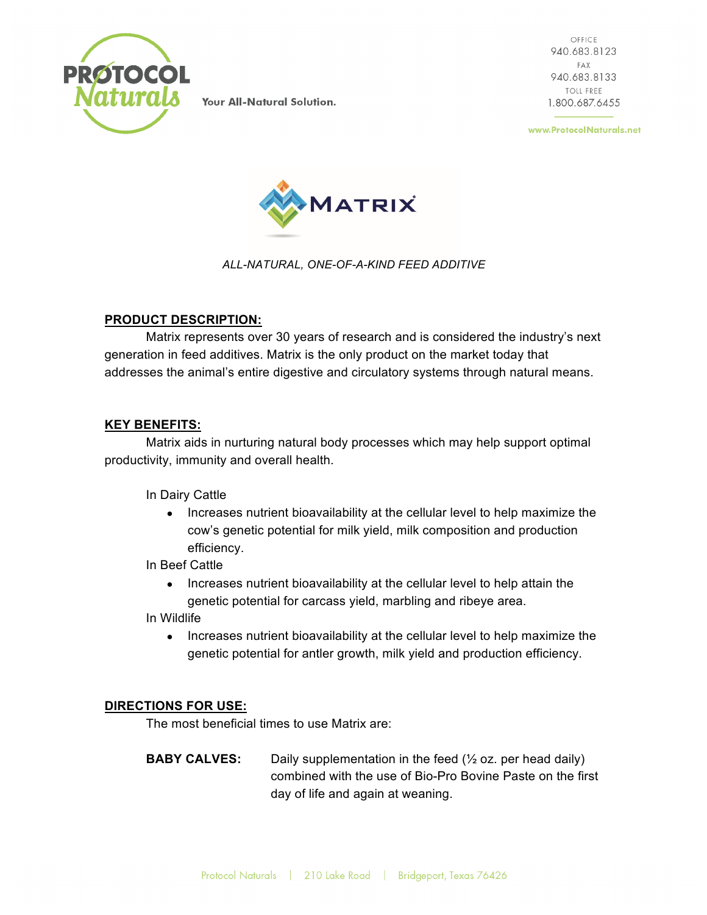**PROTOCOL Naturals**

Your All-Natural Solution.

OFFICE
940.683.8123
FAX
940.683.8133
TOLL FREE
1.800.687.6455

www.ProtocolNaturals.net

# MATRIX®

*ALL-NATURAL, ONE-OF-A-KIND FEED ADDITIVE*

## PRODUCT DESCRIPTION:

Matrix represents over 30 years of research and is considered the industry's next generation in feed additives. Matrix is the only product on the market today that addresses the animal's entire digestive and circulatory systems through natural means.

## KEY BENEFITS:

Matrix aids in nurturing natural body processes which may help support optimal productivity, immunity and overall health.

In Dairy Cattle

- Increases nutrient bioavailability at the cellular level to help maximize the cow's genetic potential for milk yield, milk composition and production efficiency.

In Beef Cattle

- Increases nutrient bioavailability at the cellular level to help attain the genetic potential for carcass yield, marbling and ribeye area.

In Wildlife

- Increases nutrient bioavailability at the cellular level to help maximize the genetic potential for antler growth, milk yield and production efficiency.

## DIRECTIONS FOR USE:

The most beneficial times to use Matrix are:

**BABY CALVES:** Daily supplementation in the feed (½ oz. per head daily) combined with the use of Bio-Pro Bovine Paste on the first day of life and again at weaning.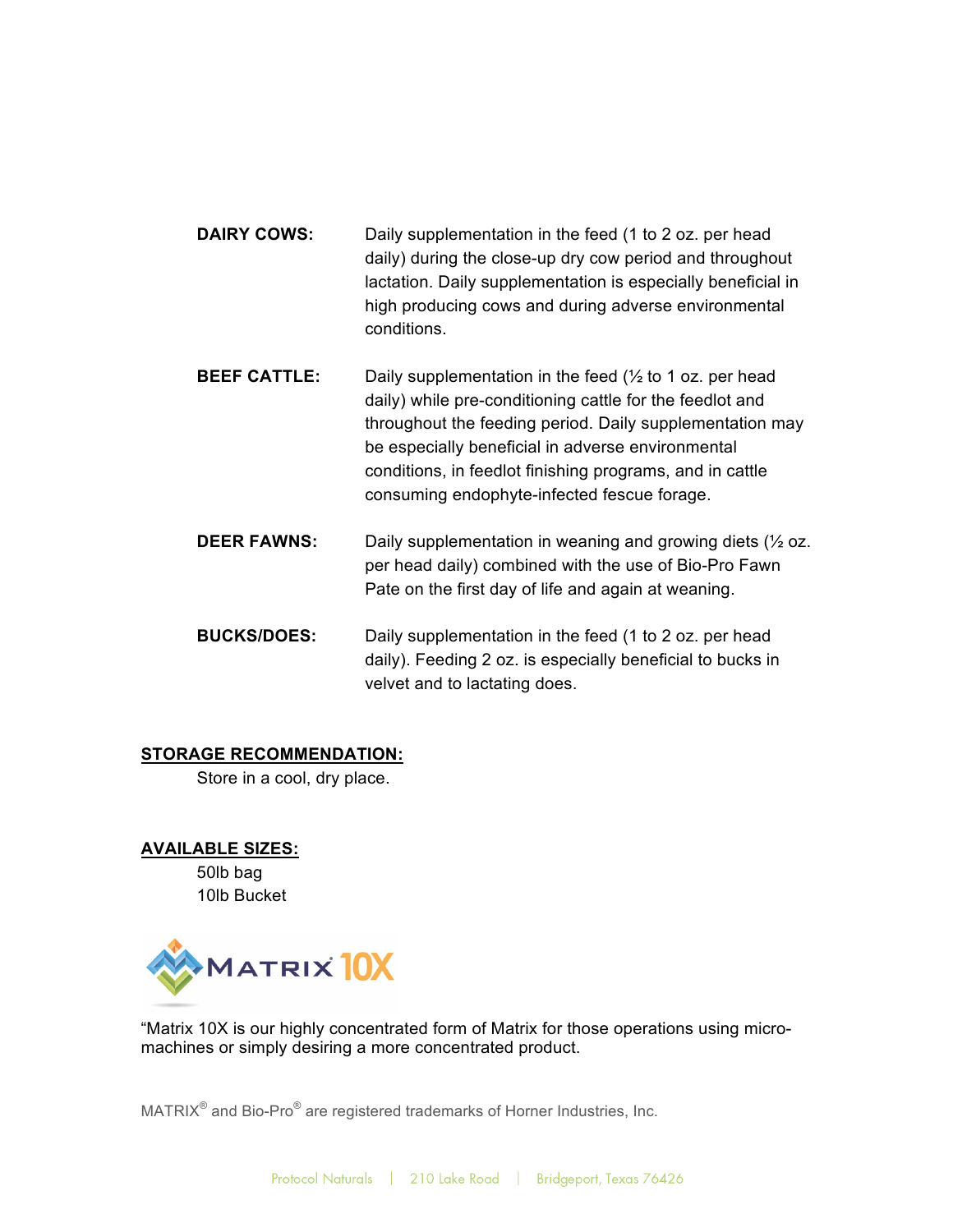**DAIRY COWS:** Daily supplementation in the feed (1 to 2 oz. per head daily) during the close-up dry cow period and throughout lactation. Daily supplementation is especially beneficial in high producing cows and during adverse environmental conditions.

**BEEF CATTLE:** Daily supplementation in the feed (½ to 1 oz. per head daily) while pre-conditioning cattle for the feedlot and throughout the feeding period. Daily supplementation may be especially beneficial in adverse environmental conditions, in feedlot finishing programs, and in cattle consuming endophyte-infected fescue forage.

**DEER FAWNS:** Daily supplementation in weaning and growing diets (½ oz. per head daily) combined with the use of Bio-Pro Fawn Pate on the first day of life and again at weaning.

**BUCKS/DOES:** Daily supplementation in the feed (1 to 2 oz. per head daily). Feeding 2 oz. is especially beneficial to bucks in velvet and to lactating does.

**STORAGE RECOMMENDATION:**

Store in a cool, dry place.

**AVAILABLE SIZES:**

50lb bag
10lb Bucket

MATRIX 10X

"Matrix 10X is our highly concentrated form of Matrix for those operations using micro-machines or simply desiring a more concentrated product.

MATRIX® and Bio-Pro® are registered trademarks of Horner Industries, Inc.

Protocol Naturals | 210 Lake Road | Bridgeport, Texas 76426